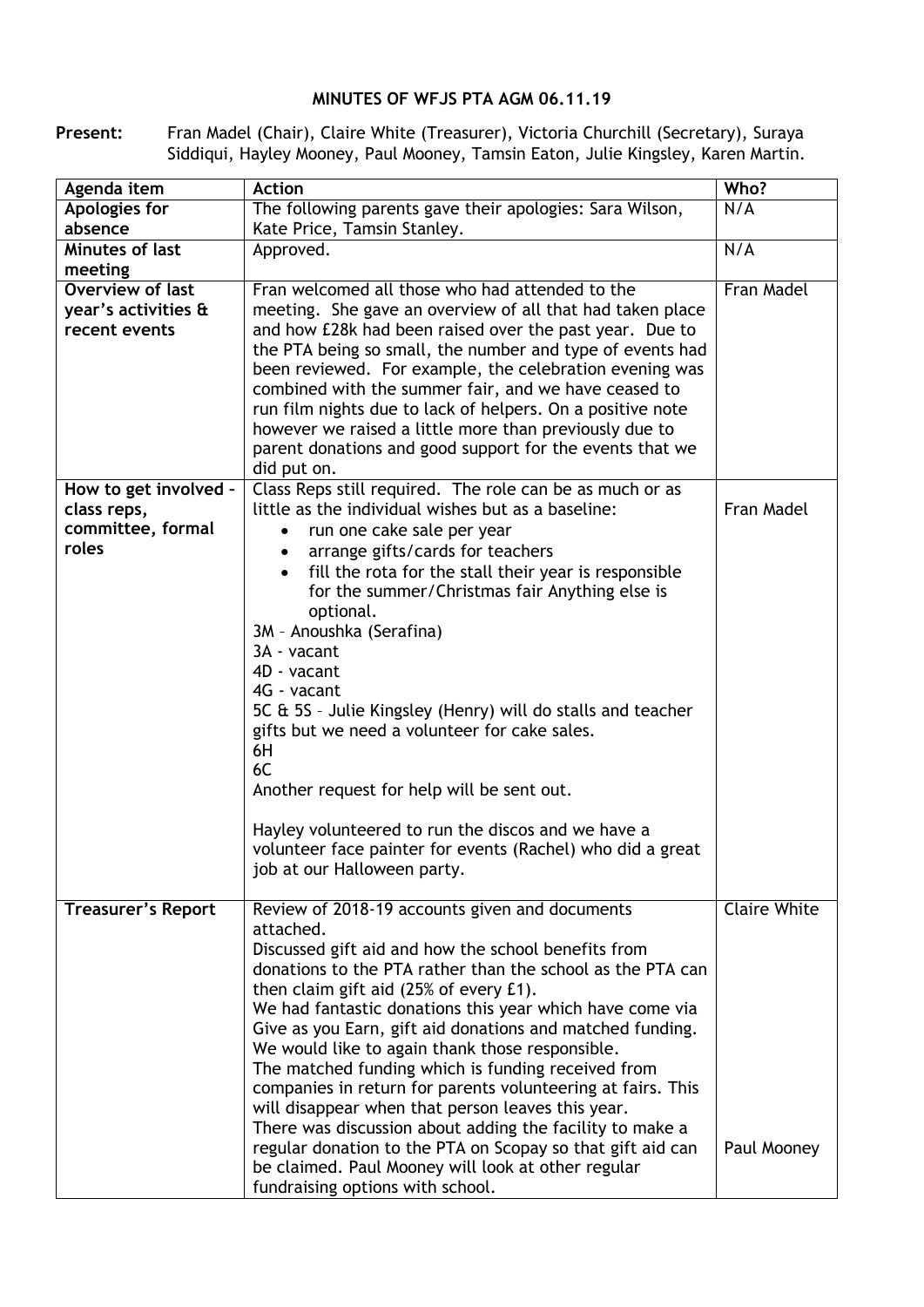**MINUTES OF WFJS PTA AGM 06.11.19**

**Present:** Fran Madel (Chair), Claire White (Treasurer), Victoria Churchill (Secretary), Suraya Siddiqui, Hayley Mooney, Paul Mooney, Tamsin Eaton, Julie Kingsley, Karen Martin.

| Agenda item | Action | Who? |
| --- | --- | --- |
| **Apologies for absence** | The following parents gave their apologies: Sara Wilson, Kate Price, Tamsin Stanley. | N/A |
| **Minutes of last meeting** | Approved. | N/A |
| **Overview of last year's activities & recent events** | Fran welcomed all those who had attended to the meeting. She gave an overview of all that had taken place and how £28k had been raised over the past year. Due to the PTA being so small, the number and type of events had been reviewed. For example, the celebration evening was combined with the summer fair, and we have ceased to run film nights due to lack of helpers. On a positive note however we raised a little more than previously due to parent donations and good support for the events that we did put on. | Fran Madel |
| **How to get involved - class reps, committee, formal roles** | Class Reps still required. The role can be as much or as little as the individual wishes but as a baseline:<br>• run one cake sale per year<br>• arrange gifts/cards for teachers<br>• fill the rota for the stall their year is responsible for the summer/Christmas fair Anything else is optional.<br>3M – Anoushka (Serafina)<br>3A - vacant<br>4D - vacant<br>4G - vacant<br>5C & 5S – Julie Kingsley (Henry) will do stalls and teacher gifts but we need a volunteer for cake sales.<br>6H<br>6C<br>Another request for help will be sent out.<br><br>Hayley volunteered to run the discos and we have a volunteer face painter for events (Rachel) who did a great job at our Halloween party. | Fran Madel |
| **Treasurer's Report** | Review of 2018-19 accounts given and documents attached.<br>Discussed gift aid and how the school benefits from donations to the PTA rather than the school as the PTA can then claim gift aid (25% of every £1).<br>We had fantastic donations this year which have come via Give as you Earn, gift aid donations and matched funding. We would like to again thank those responsible.<br>The matched funding which is funding received from companies in return for parents volunteering at fairs. This will disappear when that person leaves this year.<br>There was discussion about adding the facility to make a regular donation to the PTA on Scopay so that gift aid can be claimed. Paul Mooney will look at other regular fundraising options with school. | Claire White<br><br>Paul Mooney |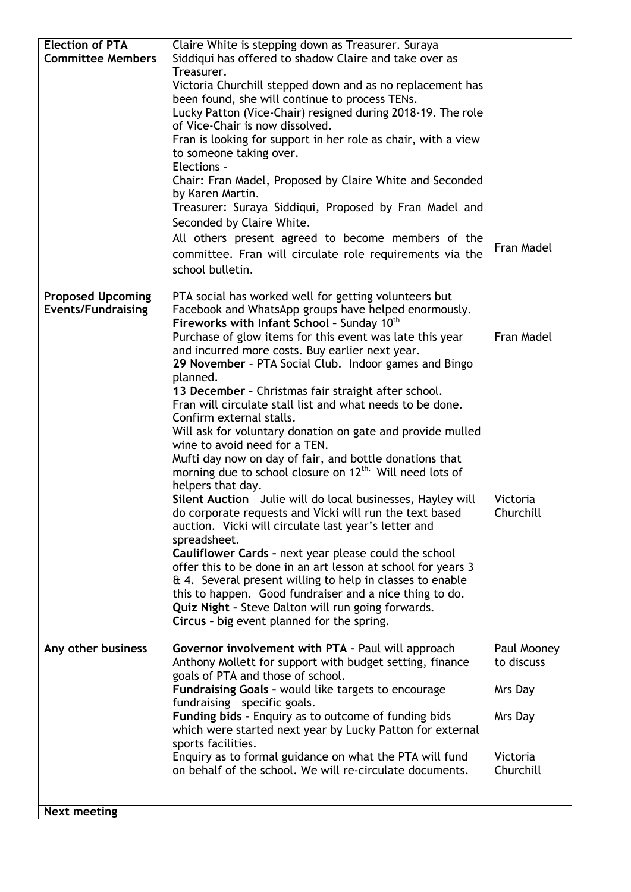| | | |
|---|---|---|
| **Election of PTA Committee Members** | Claire White is stepping down as Treasurer. Suraya Siddiqui has offered to shadow Claire and take over as Treasurer.<br>Victoria Churchill stepped down and as no replacement has been found, she will continue to process TENs.<br>Lucky Patton (Vice-Chair) resigned during 2018-19. The role of Vice-Chair is now dissolved.<br>Fran is looking for support in her role as chair, with a view to someone taking over.<br>Elections –<br>Chair: Fran Madel, Proposed by Claire White and Seconded by Karen Martin.<br>Treasurer: Suraya Siddiqui, Proposed by Fran Madel and Seconded by Claire White.<br>All others present agreed to become members of the committee. Fran will circulate role requirements via the school bulletin. | Fran Madel |
| **Proposed Upcoming Events/Fundraising** | PTA social has worked well for getting volunteers but Facebook and WhatsApp groups have helped enormously.<br>**Fireworks with Infant School – Sunday 10th**<br>Purchase of glow items for this event was late this year and incurred more costs. Buy earlier next year.<br>**29 November** – PTA Social Club. Indoor games and Bingo planned.<br>**13 December –** Christmas fair straight after school.<br>Fran will circulate stall list and what needs to be done. Confirm external stalls.<br>Will ask for voluntary donation on gate and provide mulled wine to avoid need for a TEN.<br>Mufti day now on day of fair, and bottle donations that morning due to school closure on 12th. Will need lots of helpers that day.<br>**Silent Auction** – Julie will do local businesses, Hayley will do corporate requests and Vicki will run the text based auction. Vicki will circulate last year's letter and spreadsheet.<br>**Cauliflower Cards –** next year please could the school offer this to be done in an art lesson at school for years 3 & 4. Several present willing to help in classes to enable this to happen. Good fundraiser and a nice thing to do.<br>**Quiz Night –** Steve Dalton will run going forwards.<br>**Circus –** big event planned for the spring. | Fran Madel<br><br>Victoria Churchill |
| **Any other business** | **Governor involvement with PTA –** Paul will approach Anthony Mollett for support with budget setting, finance goals of PTA and those of school.<br>**Fundraising Goals –** would like targets to encourage fundraising – specific goals.<br>**Funding bids -** Enquiry as to outcome of funding bids which were started next year by Lucky Patton for external sports facilities.<br>Enquiry as to formal guidance on what the PTA will fund on behalf of the school. We will re-circulate documents. | Paul Mooney to discuss<br><br>Mrs Day<br><br>Mrs Day<br><br>Victoria Churchill |
| **Next meeting** | | |